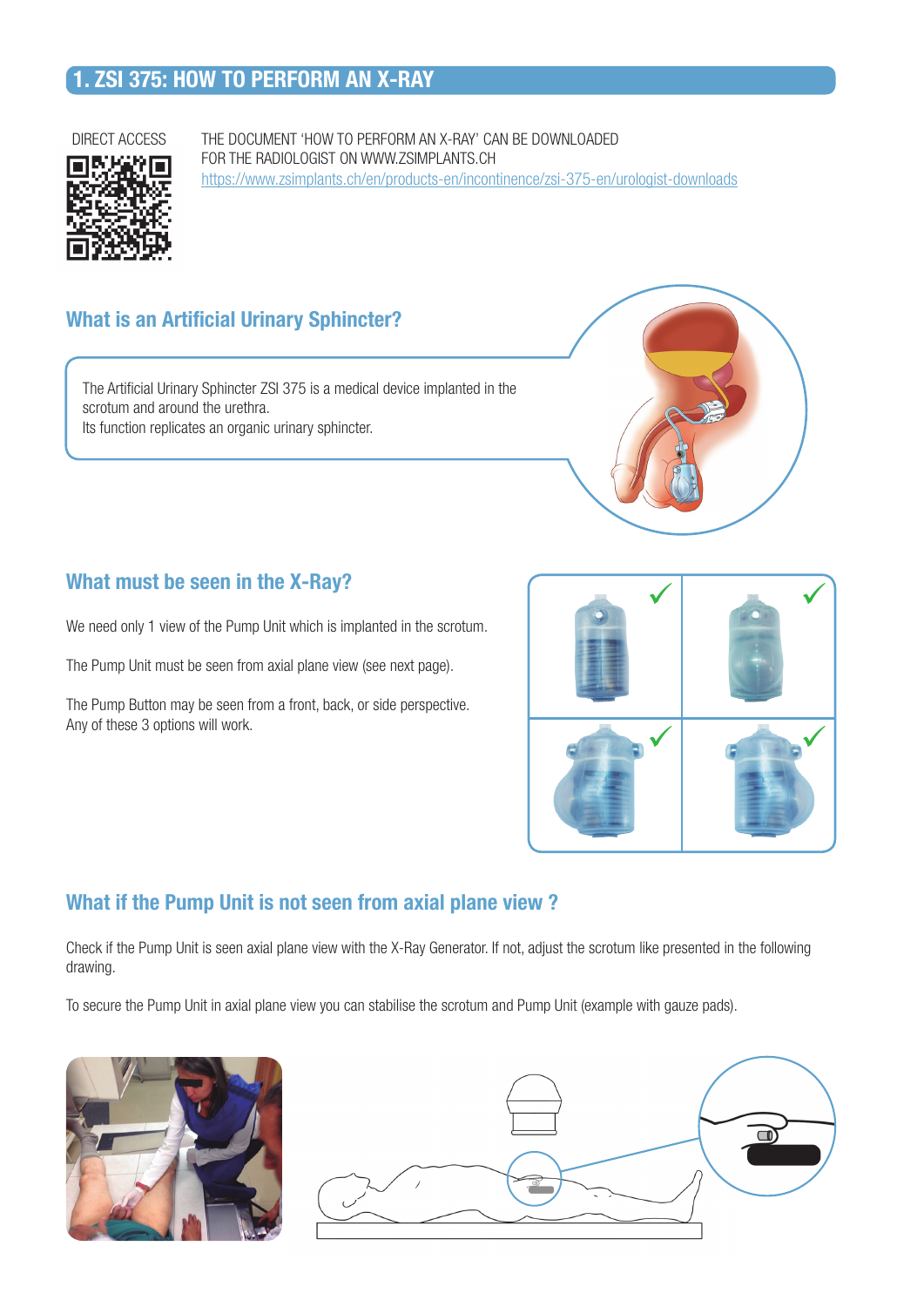# 1. ZSI 375: HOW TO PERFORM AN X-RAY

DIRECT ACCESS

THE DOCUMENT 'HOW TO PERFORM AN X-RAY' CAN BE DOWNLOADED FOR THE RADIOLOGIST ON WWW.ZSIMPLANTS.CH
https://www.zsimplants.ch/en/products-en/incontinence/zsi-375-en/urologist-downloads

## What is an Artificial Urinary Sphincter?

The Artificial Urinary Sphincter ZSI 375 is a medical device implanted in the scrotum and around the urethra.
Its function replicates an organic urinary sphincter.

## What must be seen in the X-Ray?

We need only 1 view of the Pump Unit which is implanted in the scrotum.

The Pump Unit must be seen from axial plane view (see next page).

The Pump Button may be seen from a front, back, or side perspective.
Any of these 3 options will work.

## What if the Pump Unit is not seen from axial plane view ?

Check if the Pump Unit is seen axial plane view with the X-Ray Generator. If not, adjust the scrotum like presented in the following drawing.

To secure the Pump Unit in axial plane view you can stabilise the scrotum and Pump Unit (example with gauze pads).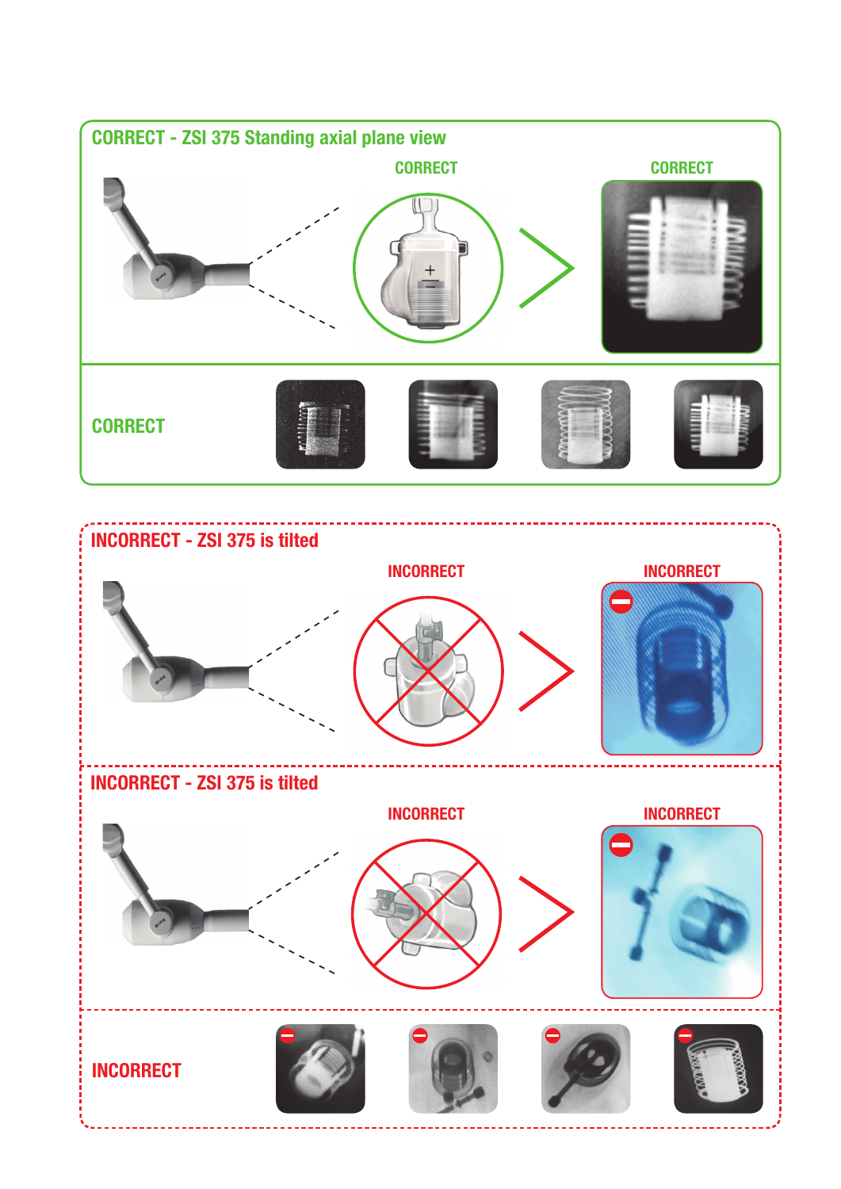## CORRECT - ZSI 375 Standing axial plane view

CORRECT

CORRECT

CORRECT

## INCORRECT - ZSI 375 is tilted

INCORRECT

INCORRECT

## INCORRECT - ZSI 375 is tilted

INCORRECT

INCORRECT

INCORRECT